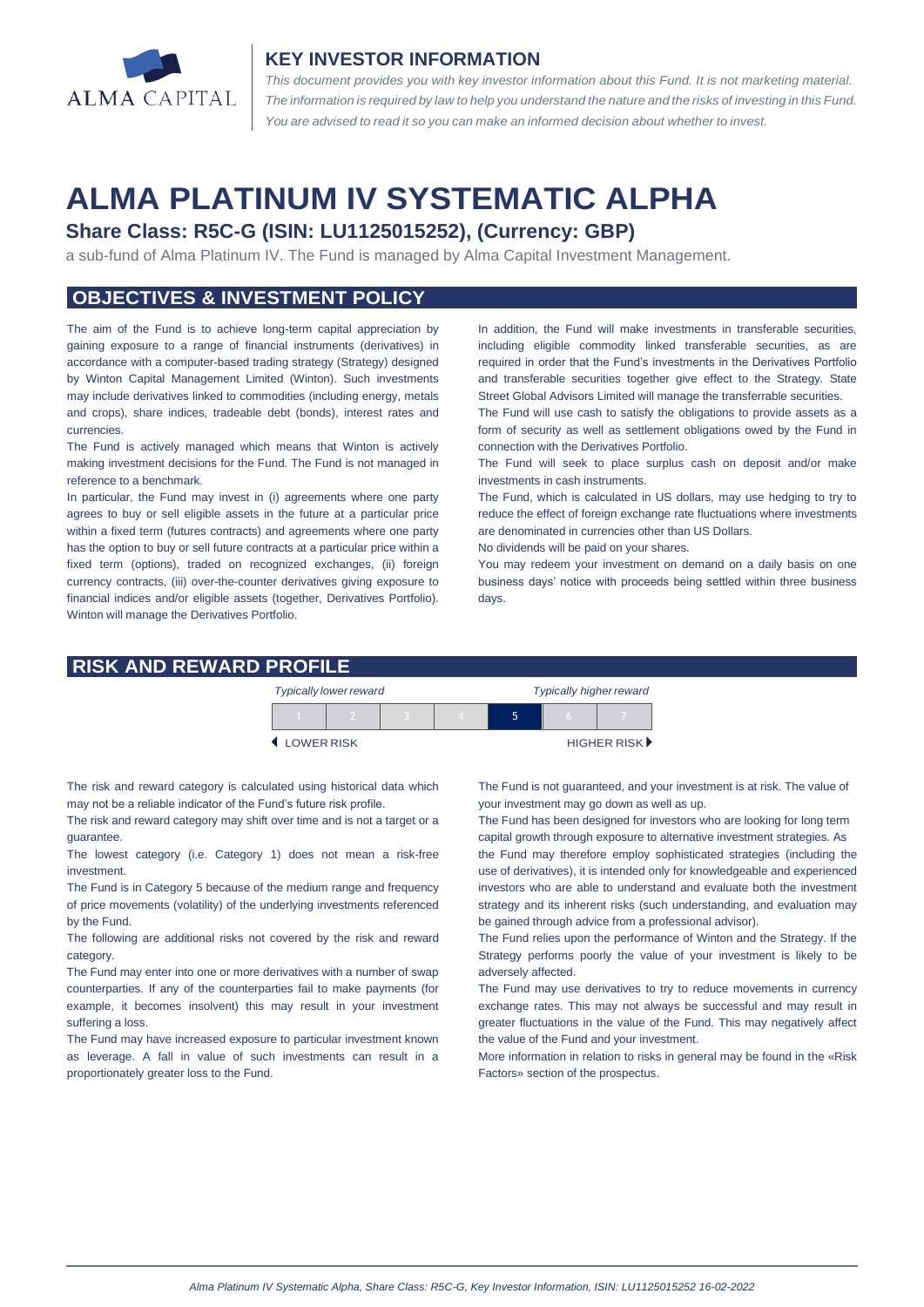# KEY INVESTOR INFORMATION

*This document provides you with key investor information about this Fund. It is not marketing material. The information is required by law to help you understand the nature and the risks of investing in this Fund. You are advised to read it so you can make an informed decision about whether to invest.*

# ALMA PLATINUM IV SYSTEMATIC ALPHA

## Share Class: R5C-G (ISIN: LU1125015252), (Currency: GBP)

a sub-fund of Alma Platinum IV. The Fund is managed by Alma Capital Investment Management.

## OBJECTIVES & INVESTMENT POLICY

The aim of the Fund is to achieve long-term capital appreciation by gaining exposure to a range of financial instruments (derivatives) in accordance with a computer-based trading strategy (Strategy) designed by Winton Capital Management Limited (Winton). Such investments may include derivatives linked to commodities (including energy, metals and crops), share indices, tradeable debt (bonds), interest rates and currencies.

The Fund is actively managed which means that Winton is actively making investment decisions for the Fund. The Fund is not managed in reference to a benchmark.

In particular, the Fund may invest in (i) agreements where one party agrees to buy or sell eligible assets in the future at a particular price within a fixed term (futures contracts) and agreements where one party has the option to buy or sell future contracts at a particular price within a fixed term (options), traded on recognized exchanges, (ii) foreign currency contracts, (iii) over-the-counter derivatives giving exposure to financial indices and/or eligible assets (together, Derivatives Portfolio). Winton will manage the Derivatives Portfolio.

In addition, the Fund will make investments in transferable securities, including eligible commodity linked transferable securities, as are required in order that the Fund's investments in the Derivatives Portfolio and transferable securities together give effect to the Strategy. State Street Global Advisors Limited will manage the transferrable securities.

The Fund will use cash to satisfy the obligations to provide assets as a form of security as well as settlement obligations owed by the Fund in connection with the Derivatives Portfolio.

The Fund will seek to place surplus cash on deposit and/or make investments in cash instruments.

The Fund, which is calculated in US dollars, may use hedging to try to reduce the effect of foreign exchange rate fluctuations where investments are denominated in currencies other than US Dollars.

No dividends will be paid on your shares.

You may redeem your investment on demand on a daily basis on one business days' notice with proceeds being settled within three business days.

## RISK AND REWARD PROFILE

| *Typically lower reward* | | | | | | *Typically higher reward* |
|---|---|---|---|---|---|---|
| 1 | 2 | 3 | 4 | **5** | 6 | 7 |
| ◀ LOWER RISK | | | | | | HIGHER RISK ▶ |

The risk and reward category is calculated using historical data which may not be a reliable indicator of the Fund's future risk profile.

The risk and reward category may shift over time and is not a target or a guarantee.

The lowest category (i.e. Category 1) does not mean a risk-free investment.

The Fund is in Category 5 because of the medium range and frequency of price movements (volatility) of the underlying investments referenced by the Fund.

The following are additional risks not covered by the risk and reward category.

The Fund may enter into one or more derivatives with a number of swap counterparties. If any of the counterparties fail to make payments (for example, it becomes insolvent) this may result in your investment suffering a loss.

The Fund may have increased exposure to particular investment known as leverage. A fall in value of such investments can result in a proportionately greater loss to the Fund.

The Fund is not guaranteed, and your investment is at risk. The value of your investment may go down as well as up.

The Fund has been designed for investors who are looking for long term capital growth through exposure to alternative investment strategies. As the Fund may therefore employ sophisticated strategies (including the use of derivatives), it is intended only for knowledgeable and experienced investors who are able to understand and evaluate both the investment strategy and its inherent risks (such understanding, and evaluation may be gained through advice from a professional advisor).

The Fund relies upon the performance of Winton and the Strategy. If the Strategy performs poorly the value of your investment is likely to be adversely affected.

The Fund may use derivatives to try to reduce movements in currency exchange rates. This may not always be successful and may result in greater fluctuations in the value of the Fund. This may negatively affect the value of the Fund and your investment.

More information in relation to risks in general may be found in the «Risk Factors» section of the prospectus.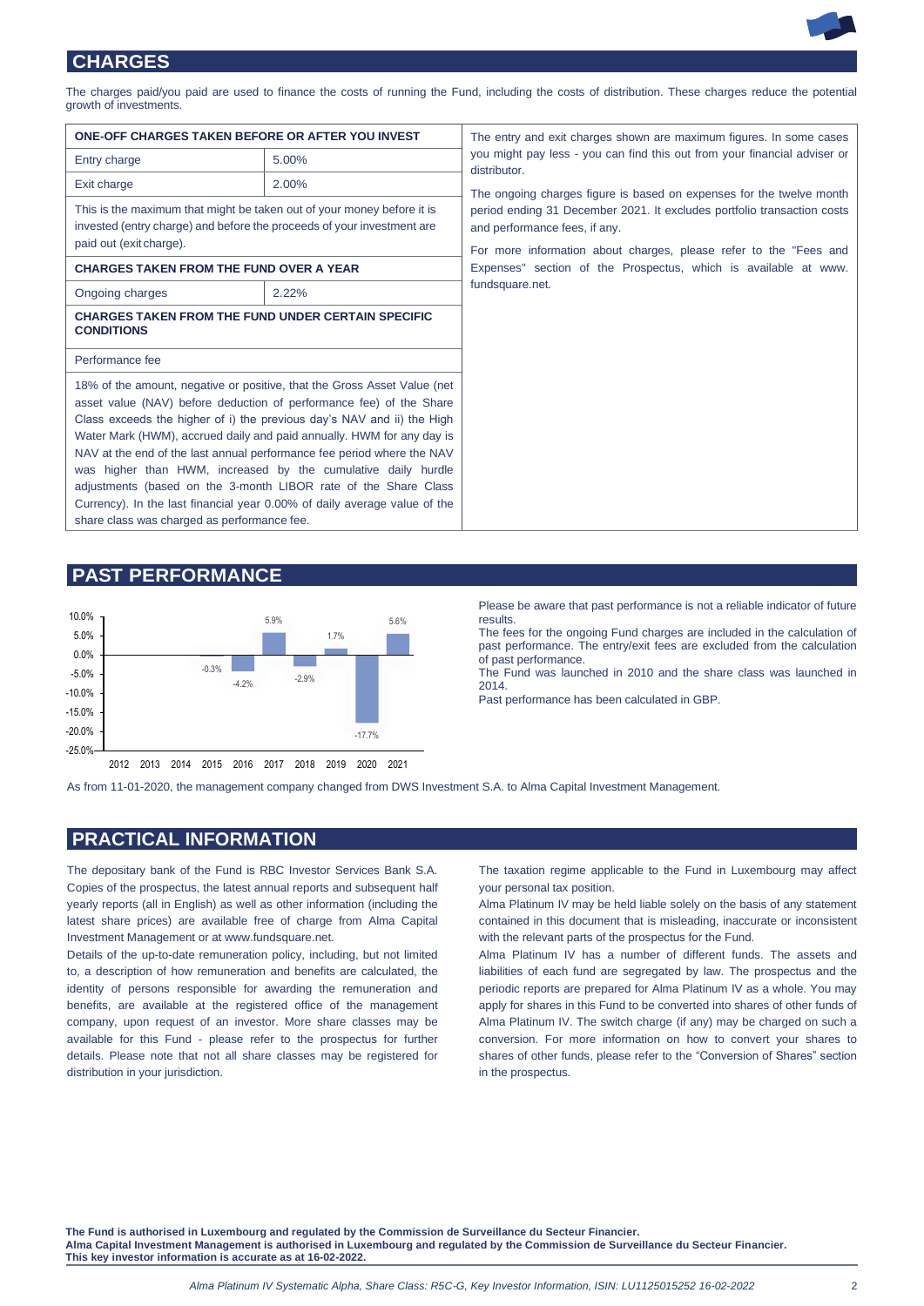## CHARGES

The charges paid/you paid are used to finance the costs of running the Fund, including the costs of distribution. These charges reduce the potential growth of investments.

| ONE-OFF CHARGES TAKEN BEFORE OR AFTER YOU INVEST | |
|---|---|
| Entry charge | 5.00% |
| Exit charge | 2.00% |
| This is the maximum that might be taken out of your money before it is invested (entry charge) and before the proceeds of your investment are paid out (exit charge). | |
| **CHARGES TAKEN FROM THE FUND OVER A YEAR** | |
| Ongoing charges | 2.22% |
| **CHARGES TAKEN FROM THE FUND UNDER CERTAIN SPECIFIC CONDITIONS** | |
| Performance fee | |
| 18% of the amount, negative or positive, that the Gross Asset Value (net asset value (NAV) before deduction of performance fee) of the Share Class exceeds the higher of i) the previous day's NAV and ii) the High Water Mark (HWM), accrued daily and paid annually. HWM for any day is NAV at the end of the last annual performance fee period where the NAV was higher than HWM, increased by the cumulative daily hurdle adjustments (based on the 3-month LIBOR rate of the Share Class Currency). In the last financial year 0.00% of daily average value of the share class was charged as performance fee. | |

The entry and exit charges shown are maximum figures. In some cases you might pay less - you can find this out from your financial adviser or distributor.

The ongoing charges figure is based on expenses for the twelve month period ending 31 December 2021. It excludes portfolio transaction costs and performance fees, if any.

For more information about charges, please refer to the "Fees and Expenses" section of the Prospectus, which is available at www. fundsquare.net.

## PAST PERFORMANCE

10.0%
5.0%
0.0%
-5.0%
-10.0%
-15.0%
-20.0%
-25.0%

-0.3%
-4.2%
5.9%
-2.9%
1.7%
-17.7%
5.6%

2012 2013 2014 2015 2016 2017 2018 2019 2020 2021

Please be aware that past performance is not a reliable indicator of future results.
The fees for the ongoing Fund charges are included in the calculation of past performance. The entry/exit fees are excluded from the calculation of past performance.
The Fund was launched in 2010 and the share class was launched in 2014.
Past performance has been calculated in GBP.

As from 11-01-2020, the management company changed from DWS Investment S.A. to Alma Capital Investment Management.

## PRACTICAL INFORMATION

The depositary bank of the Fund is RBC Investor Services Bank S.A. Copies of the prospectus, the latest annual reports and subsequent half yearly reports (all in English) as well as other information (including the latest share prices) are available free of charge from Alma Capital Investment Management or at www.fundsquare.net.
Details of the up-to-date remuneration policy, including, but not limited to, a description of how remuneration and benefits are calculated, the identity of persons responsible for awarding the remuneration and benefits, are available at the registered office of the management company, upon request of an investor. More share classes may be available for this Fund - please refer to the prospectus for further details. Please note that not all share classes may be registered for distribution in your jurisdiction.

The taxation regime applicable to the Fund in Luxembourg may affect your personal tax position.
Alma Platinum IV may be held liable solely on the basis of any statement contained in this document that is misleading, inaccurate or inconsistent with the relevant parts of the prospectus for the Fund.
Alma Platinum IV has a number of different funds. The assets and liabilities of each fund are segregated by law. The prospectus and the periodic reports are prepared for Alma Platinum IV as a whole. You may apply for shares in this Fund to be converted into shares of other funds of Alma Platinum IV. The switch charge (if any) may be charged on such a conversion. For more information on how to convert your shares to shares of other funds, please refer to the "Conversion of Shares" section in the prospectus.

**The Fund is authorised in Luxembourg and regulated by the Commission de Surveillance du Secteur Financier.**
**Alma Capital Investment Management is authorised in Luxembourg and regulated by the Commission de Surveillance du Secteur Financier.**
**This key investor information is accurate as at 16-02-2022.**